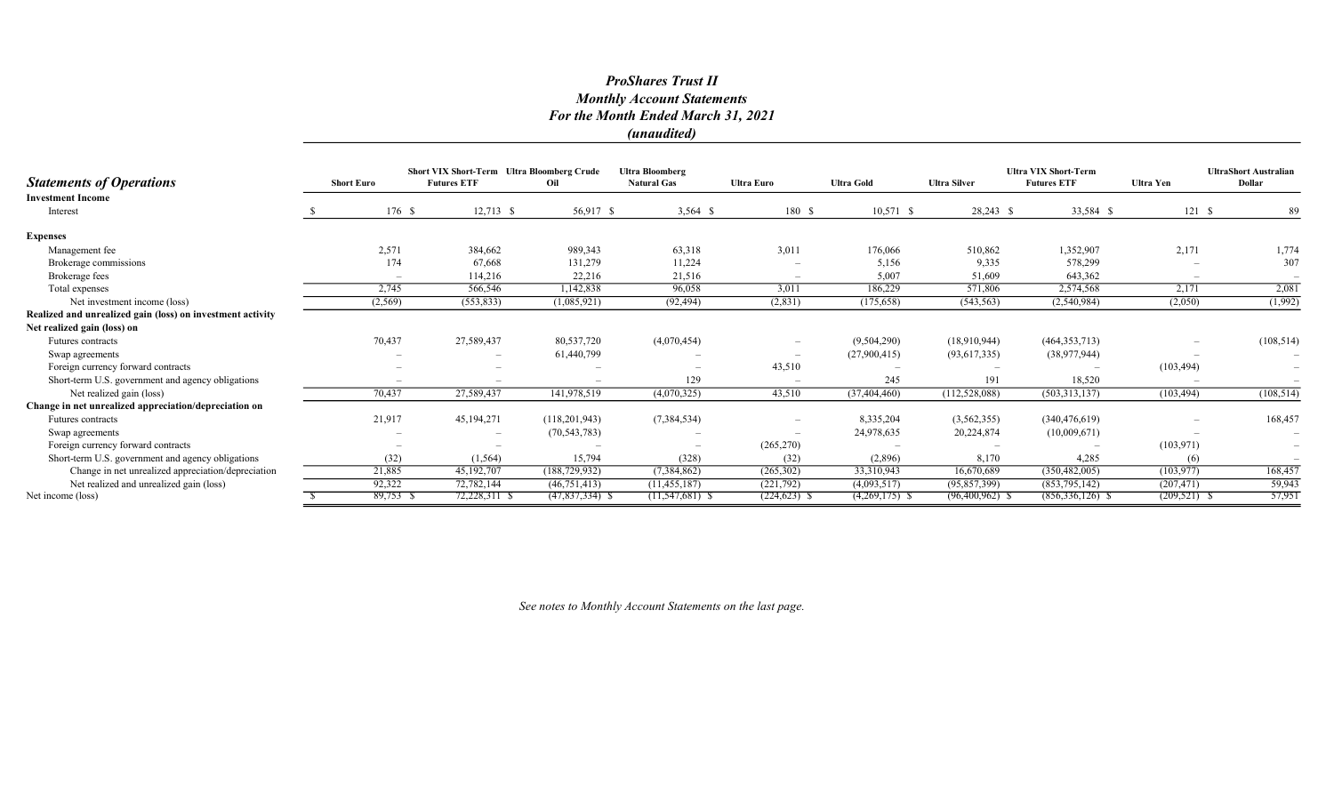# *ProShares Trust II*
## *Monthly Account Statements*
## *For the Month Ended March 31, 2021*
## *(unaudited)*

| ***Statements of Operations*** | Short Euro | Short VIX Short-Term Futures ETF | Ultra Bloomberg Crude Oil | Ultra Bloomberg Natural Gas | Ultra Euro | Ultra Gold | Ultra Silver | Ultra VIX Short-Term Futures ETF | Ultra Yen | UltraShort Australian Dollar |
|---|---|---|---|---|---|---|---|---|---|---|
| **Investment Income** | | | | | | | | | | |
| Interest | $ 176 | $ 12,713 | $ 56,917 | $ 3,564 | $ 180 | $ 10,571 | $ 28,243 | $ 33,584 | $ 121 | $ 89 |
| **Expenses** | | | | | | | | | | |
| Management fee | 2,571 | 384,662 | 989,343 | 63,318 | 3,011 | 176,066 | 510,862 | 1,352,907 | 2,171 | 1,774 |
| Brokerage commissions | 174 | 67,668 | 131,279 | 11,224 | – | 5,156 | 9,335 | 578,299 | – | 307 |
| Brokerage fees | – | 114,216 | 22,216 | 21,516 | – | 5,007 | 51,609 | 643,362 | – | – |
| Total expenses | 2,745 | 566,546 | 1,142,838 | 96,058 | 3,011 | 186,229 | 571,806 | 2,574,568 | 2,171 | 2,081 |
| Net investment income (loss) | (2,569) | (553,833) | (1,085,921) | (92,494) | (2,831) | (175,658) | (543,563) | (2,540,984) | (2,050) | (1,992) |
| **Realized and unrealized gain (loss) on investment activity** | | | | | | | | | | |
| **Net realized gain (loss) on** | | | | | | | | | | |
| Futures contracts | 70,437 | 27,589,437 | 80,537,720 | (4,070,454) | – | (9,504,290) | (18,910,944) | (464,353,713) | – | (108,514) |
| Swap agreements | – | – | 61,440,799 | – | – | (27,900,415) | (93,617,335) | (38,977,944) | – | – |
| Foreign currency forward contracts | – | – | – | – | 43,510 | – | – | – | (103,494) | – |
| Short-term U.S. government and agency obligations | – | – | – | 129 | – | 245 | 191 | 18,520 | – | – |
| Net realized gain (loss) | 70,437 | 27,589,437 | 141,978,519 | (4,070,325) | 43,510 | (37,404,460) | (112,528,088) | (503,313,137) | (103,494) | (108,514) |
| **Change in net unrealized appreciation/depreciation on** | | | | | | | | | | |
| Futures contracts | 21,917 | 45,194,271 | (118,201,943) | (7,384,534) | – | 8,335,204 | (3,562,355) | (340,476,619) | – | 168,457 |
| Swap agreements | – | – | (70,543,783) | – | – | 24,978,635 | 20,224,874 | (10,009,671) | – | – |
| Foreign currency forward contracts | – | – | – | – | (265,270) | – | – | – | (103,971) | – |
| Short-term U.S. government and agency obligations | (32) | (1,564) | 15,794 | (328) | (32) | (2,896) | 8,170 | 4,285 | (6) | – |
| Change in net unrealized appreciation/depreciation | 21,885 | 45,192,707 | (188,729,932) | (7,384,862) | (265,302) | 33,310,943 | 16,670,689 | (350,482,005) | (103,977) | 168,457 |
| Net realized and unrealized gain (loss) | 92,322 | 72,782,144 | (46,751,413) | (11,455,187) | (221,792) | (4,093,517) | (95,857,399) | (853,795,142) | (207,471) | 59,943 |
| Net income (loss) | $ 89,753 | $ 72,228,311 | $ (47,837,334) | $ (11,547,681) | $ (224,623) | $ (4,269,175) | $ (96,400,962) | $ (856,336,126) | $ (209,521) | $ 57,951 |

*See notes to Monthly Account Statements on the last page.*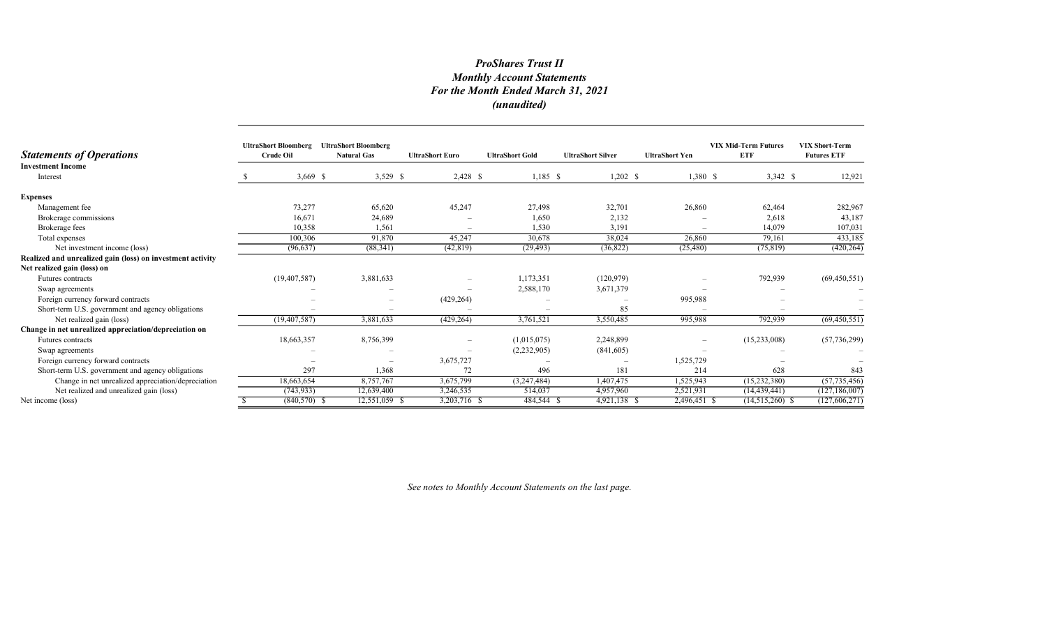# *ProShares Trust II*
## *Monthly Account Statements*
## *For the Month Ended March 31, 2021*
## *(unaudited)*

| ***Statements of Operations*** | UltraShort Bloomberg Crude Oil | UltraShort Bloomberg Natural Gas | UltraShort Euro | UltraShort Gold | UltraShort Silver | UltraShort Yen | VIX Mid-Term Futures ETF | VIX Short-Term Futures ETF |
|---|---|---|---|---|---|---|---|---|
| **Investment Income** | | | | | | | | |
| Interest | $ 3,669 | $ 3,529 | $ 2,428 | $ 1,185 | $ 1,202 | $ 1,380 | $ 3,342 | $ 12,921 |
| **Expenses** | | | | | | | | |
| Management fee | 73,277 | 65,620 | 45,247 | 27,498 | 32,701 | 26,860 | 62,464 | 282,967 |
| Brokerage commissions | 16,671 | 24,689 | – | 1,650 | 2,132 | – | 2,618 | 43,187 |
| Brokerage fees | 10,358 | 1,561 | – | 1,530 | 3,191 | – | 14,079 | 107,031 |
| Total expenses | 100,306 | 91,870 | 45,247 | 30,678 | 38,024 | 26,860 | 79,161 | 433,185 |
| Net investment income (loss) | (96,637) | (88,341) | (42,819) | (29,493) | (36,822) | (25,480) | (75,819) | (420,264) |
| **Realized and unrealized gain (loss) on investment activity** | | | | | | | | |
| **Net realized gain (loss) on** | | | | | | | | |
| Futures contracts | (19,407,587) | 3,881,633 | – | 1,173,351 | (120,979) | – | 792,939 | (69,450,551) |
| Swap agreements | – | – | – | 2,588,170 | 3,671,379 | – | – | – |
| Foreign currency forward contracts | – | – | (429,264) | – | – | 995,988 | – | – |
| Short-term U.S. government and agency obligations | – | – | – | – | 85 | – | – | – |
| Net realized gain (loss) | (19,407,587) | 3,881,633 | (429,264) | 3,761,521 | 3,550,485 | 995,988 | 792,939 | (69,450,551) |
| **Change in net unrealized appreciation/depreciation on** | | | | | | | | |
| Futures contracts | 18,663,357 | 8,756,399 | – | (1,015,075) | 2,248,899 | – | (15,233,008) | (57,736,299) |
| Swap agreements | – | – | – | (2,232,905) | (841,605) | – | – | – |
| Foreign currency forward contracts | – | – | 3,675,727 | – | – | 1,525,729 | – | – |
| Short-term U.S. government and agency obligations | 297 | 1,368 | 72 | 496 | 181 | 214 | 628 | 843 |
| Change in net unrealized appreciation/depreciation | 18,663,654 | 8,757,767 | 3,675,799 | (3,247,484) | 1,407,475 | 1,525,943 | (15,232,380) | (57,735,456) |
| Net realized and unrealized gain (loss) | (743,933) | 12,639,400 | 3,246,535 | 514,037 | 4,957,960 | 2,521,931 | (14,439,441) | (127,186,007) |
| Net income (loss) | $ (840,570) | $ 12,551,059 | $ 3,203,716 | $ 484,544 | $ 4,921,138 | $ 2,496,451 | $ (14,515,260) | $ (127,606,271) |

*See notes to Monthly Account Statements on the last page.*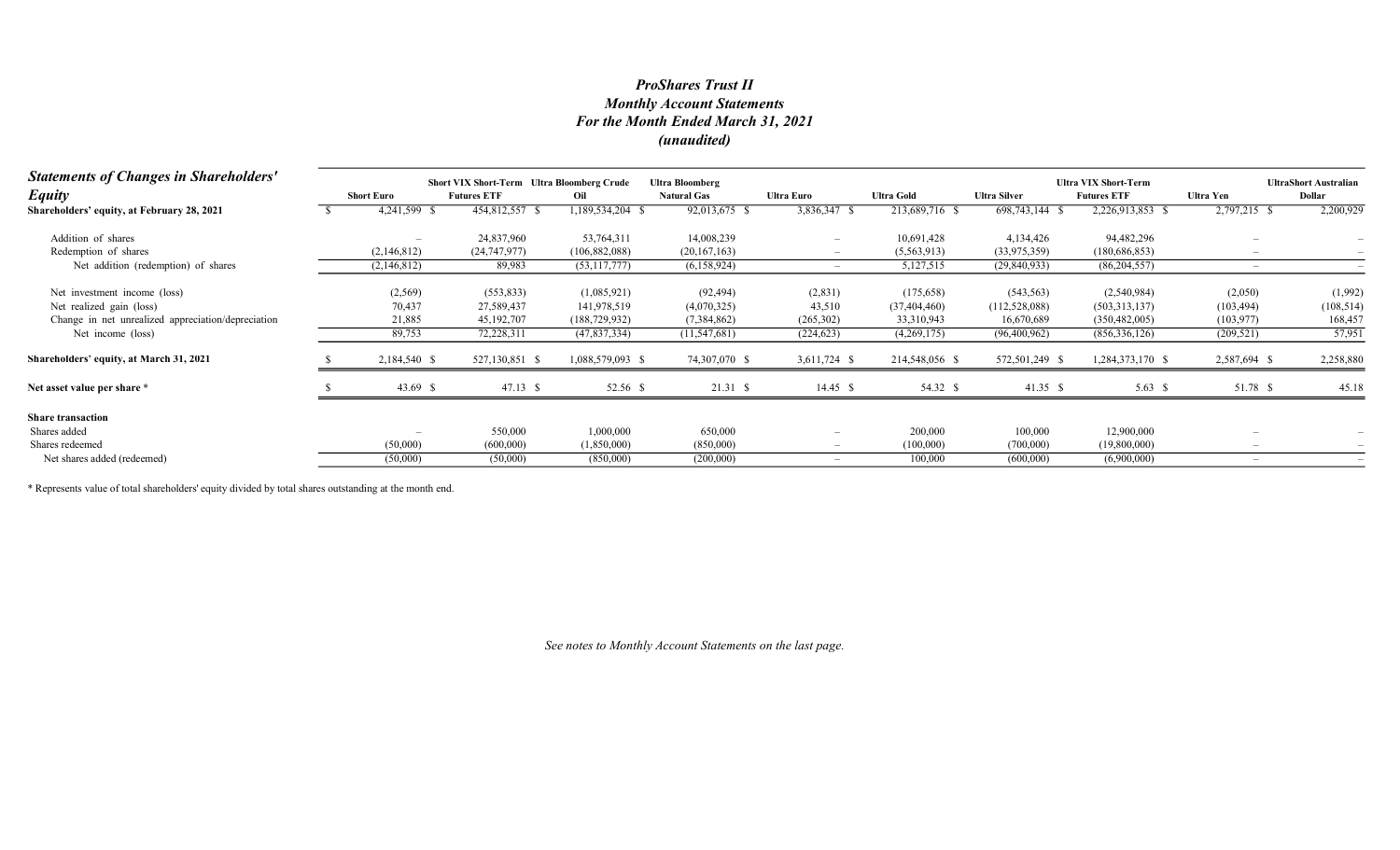# *ProShares Trust II*
## *Monthly Account Statements*
## *For the Month Ended March 31, 2021*
## *(unaudited)*

| ***Statements of Changes in Shareholders' Equity*** | **Short Euro** | **Short VIX Short-Term Futures ETF** | **Ultra Bloomberg Crude Oil** | **Ultra Bloomberg Natural Gas** | **Ultra Euro** | **Ultra Gold** | **Ultra Silver** | **Ultra VIX Short-Term Futures ETF** | **Ultra Yen** | **UltraShort Australian Dollar** |
|---|---|---|---|---|---|---|---|---|---|---|
| **Shareholders' equity, at February 28, 2021** | $ 4,241,599 | $ 454,812,557 | $ 1,189,534,204 | $ 92,013,675 | $ 3,836,347 | $ 213,689,716 | $ 698,743,144 | $ 2,226,913,853 | $ 2,797,215 | $ 2,200,929 |
| Addition of shares | – | 24,837,960 | 53,764,311 | 14,008,239 | – | 10,691,428 | 4,134,426 | 94,482,296 | – | – |
| Redemption of shares | (2,146,812) | (24,747,977) | (106,882,088) | (20,167,163) | – | (5,563,913) | (33,975,359) | (180,686,853) | – | – |
| Net addition (redemption) of shares | (2,146,812) | 89,983 | (53,117,777) | (6,158,924) | – | 5,127,515 | (29,840,933) | (86,204,557) | – | – |
| Net investment income (loss) | (2,569) | (553,833) | (1,085,921) | (92,494) | (2,831) | (175,658) | (543,563) | (2,540,984) | (2,050) | (1,992) |
| Net realized gain (loss) | 70,437 | 27,589,437 | 141,978,519 | (4,070,325) | 43,510 | (37,404,460) | (112,528,088) | (503,313,137) | (103,494) | (108,514) |
| Change in net unrealized appreciation/depreciation | 21,885 | 45,192,707 | (188,729,932) | (7,384,862) | (265,302) | 33,310,943 | 16,670,689 | (350,482,005) | (103,977) | 168,457 |
| Net income (loss) | 89,753 | 72,228,311 | (47,837,334) | (11,547,681) | (224,623) | (4,269,175) | (96,400,962) | (856,336,126) | (209,521) | 57,951 |
| **Shareholders' equity, at March 31, 2021** | $ 2,184,540 | $ 527,130,851 | $ 1,088,579,093 | $ 74,307,070 | $ 3,611,724 | $ 214,548,056 | $ 572,501,249 | $ 1,284,373,170 | $ 2,587,694 | $ 2,258,880 |
| **Net asset value per share \*** | $ 43.69 | $ 47.13 | $ 52.56 | $ 21.31 | $ 14.45 | $ 54.32 | $ 41.35 | $ 5.63 | $ 51.78 | $ 45.18 |
| **Share transaction** | | | | | | | | | | |
| Shares added | – | 550,000 | 1,000,000 | 650,000 | – | 200,000 | 100,000 | 12,900,000 | – | – |
| Shares redeemed | (50,000) | (600,000) | (1,850,000) | (850,000) | – | (100,000) | (700,000) | (19,800,000) | – | – |
| Net shares added (redeemed) | (50,000) | (50,000) | (850,000) | (200,000) | – | 100,000 | (600,000) | (6,900,000) | – | – |

\* Represents value of total shareholders' equity divided by total shares outstanding at the month end.

*See notes to Monthly Account Statements on the last page.*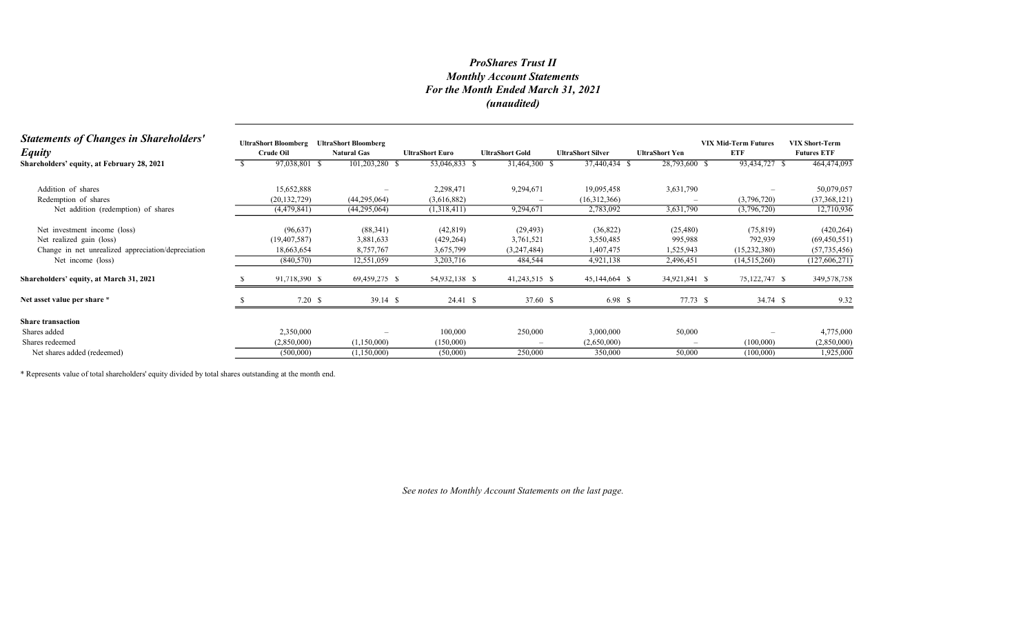# *ProShares Trust II*
## *Monthly Account Statements*
## *For the Month Ended March 31, 2021*
## *(unaudited)*

| ***Statements of Changes in Shareholders' Equity*** | UltraShort Bloomberg Crude Oil | UltraShort Bloomberg Natural Gas | UltraShort Euro | UltraShort Gold | UltraShort Silver | UltraShort Yen | VIX Mid-Term Futures ETF | VIX Short-Term Futures ETF |
|---|---|---|---|---|---|---|---|---|
| **Shareholders' equity, at February 28, 2021** | $ 97,038,801 | $ 101,203,280 | $ 53,046,833 | $ 31,464,300 | $ 37,440,434 | $ 28,793,600 | $ 93,434,727 | $ 464,474,093 |
| Addition of shares | 15,652,888 | – | 2,298,471 | 9,294,671 | 19,095,458 | 3,631,790 | – | 50,079,057 |
| Redemption of shares | (20,132,729) | (44,295,064) | (3,616,882) | – | (16,312,366) | – | (3,796,720) | (37,368,121) |
| Net addition (redemption) of shares | (4,479,841) | (44,295,064) | (1,318,411) | 9,294,671 | 2,783,092 | 3,631,790 | (3,796,720) | 12,710,936 |
| Net investment income (loss) | (96,637) | (88,341) | (42,819) | (29,493) | (36,822) | (25,480) | (75,819) | (420,264) |
| Net realized gain (loss) | (19,407,587) | 3,881,633 | (429,264) | 3,761,521 | 3,550,485 | 995,988 | 792,939 | (69,450,551) |
| Change in net unrealized appreciation/depreciation | 18,663,654 | 8,757,767 | 3,675,799 | (3,247,484) | 1,407,475 | 1,525,943 | (15,232,380) | (57,735,456) |
| Net income (loss) | (840,570) | 12,551,059 | 3,203,716 | 484,544 | 4,921,138 | 2,496,451 | (14,515,260) | (127,606,271) |
| **Shareholders' equity, at March 31, 2021** | $ 91,718,390 | $ 69,459,275 | $ 54,932,138 | $ 41,243,515 | $ 45,144,664 | $ 34,921,841 | $ 75,122,747 | $ 349,578,758 |
| **Net asset value per share \*** | $ 7.20 | $ 39.14 | $ 24.41 | $ 37.60 | $ 6.98 | $ 77.73 | $ 34.74 | $ 9.32 |
| **Share transaction** | | | | | | | | |
| Shares added | 2,350,000 | – | 100,000 | 250,000 | 3,000,000 | 50,000 | – | 4,775,000 |
| Shares redeemed | (2,850,000) | (1,150,000) | (150,000) | – | (2,650,000) | – | (100,000) | (2,850,000) |
| Net shares added (redeemed) | (500,000) | (1,150,000) | (50,000) | 250,000 | 350,000 | 50,000 | (100,000) | 1,925,000 |

\* Represents value of total shareholders' equity divided by total shares outstanding at the month end.

*See notes to Monthly Account Statements on the last page.*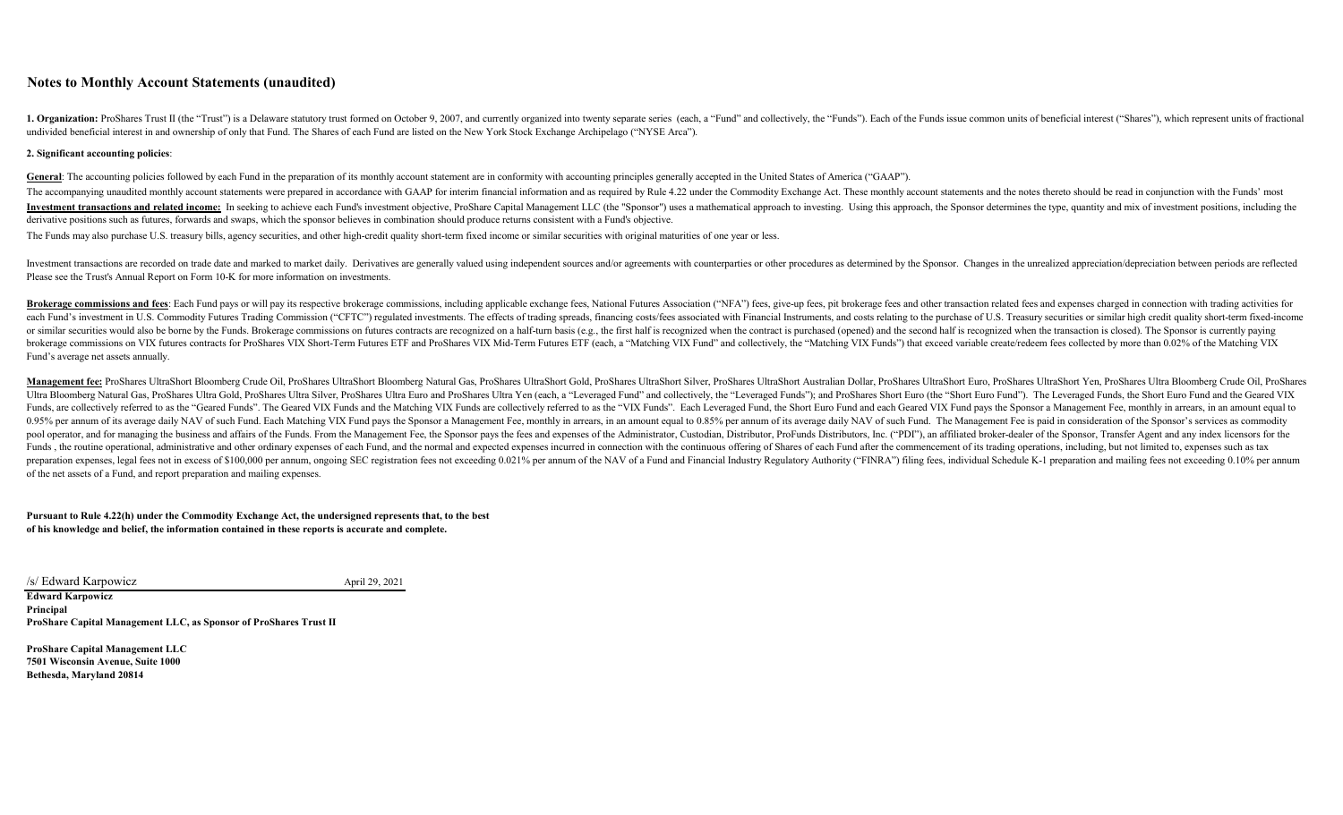## Notes to Monthly Account Statements (unaudited)

**1. Organization:** ProShares Trust II (the "Trust") is a Delaware statutory trust formed on October 9, 2007, and currently organized into twenty separate series (each, a "Fund" and collectively, the "Funds"). Each of the Funds issue common units of beneficial interest ("Shares"), which represent units of fractional undivided beneficial interest in and ownership of only that Fund. The Shares of each Fund are listed on the New York Stock Exchange Archipelago ("NYSE Arca").

**2. Significant accounting policies**:

**General**: The accounting policies followed by each Fund in the preparation of its monthly account statement are in conformity with accounting principles generally accepted in the United States of America ("GAAP").

The accompanying unaudited monthly account statements were prepared in accordance with GAAP for interim financial information and as required by Rule 4.22 under the Commodity Exchange Act. These monthly account statements and the notes thereto should be read in conjunction with the Funds' most

**Investment transactions and related income:** In seeking to achieve each Fund's investment objective, ProShare Capital Management LLC (the "Sponsor") uses a mathematical approach to investing. Using this approach, the Sponsor determines the type, quantity and mix of investment positions, including the derivative positions such as futures, forwards and swaps, which the sponsor believes in combination should produce returns consistent with a Fund's objective.

The Funds may also purchase U.S. treasury bills, agency securities, and other high-credit quality short-term fixed income or similar securities with original maturities of one year or less.

Investment transactions are recorded on trade date and marked to market daily. Derivatives are generally valued using independent sources and/or agreements with counterparties or other procedures as determined by the Sponsor. Changes in the unrealized appreciation/depreciation between periods are reflected

Please see the Trust's Annual Report on Form 10-K for more information on investments.

**Brokerage commissions and fees**: Each Fund pays or will pay its respective brokerage commissions, including applicable exchange fees, National Futures Association ("NFA") fees, give-up fees, pit brokerage fees and other transaction related fees and expenses charged in connection with trading activities for each Fund's investment in U.S. Commodity Futures Trading Commission ("CFTC") regulated investments. The effects of trading spreads, financing costs/fees associated with Financial Instruments, and costs relating to the purchase of U.S. Treasury securities or similar high credit quality short-term fixed-income or similar securities would also be borne by the Funds. Brokerage commissions on futures contracts are recognized on a half-turn basis (e.g., the first half is recognized when the contract is purchased (opened) and the second half is recognized when the transaction is closed). The Sponsor is currently paying brokerage commissions on VIX futures contracts for ProShares VIX Short-Term Futures ETF and ProShares VIX Mid-Term Futures ETF (each, a "Matching VIX Fund" and collectively, the "Matching VIX Funds") that exceed variable create/redeem fees collected by more than 0.02% of the Matching VIX Fund's average net assets annually.

**Management fee:** ProShares UltraShort Bloomberg Crude Oil, ProShares UltraShort Bloomberg Natural Gas, ProShares UltraShort Gold, ProShares UltraShort Silver, ProShares UltraShort Australian Dollar, ProShares UltraShort Euro, ProShares UltraShort Yen, ProShares Ultra Bloomberg Crude Oil, ProShares Ultra Bloomberg Natural Gas, ProShares Ultra Gold, ProShares Ultra Silver, ProShares Ultra Euro and ProShares Ultra Yen (each, a "Leveraged Fund" and collectively, the "Leveraged Funds"); and ProShares Short Euro (the "Short Euro Fund"). The Leveraged Funds, the Short Euro Fund and the Geared VIX Funds, are collectively referred to as the "Geared Funds". The Geared VIX Funds and the Matching VIX Funds are collectively referred to as the "VIX Funds". Each Leveraged Fund, the Short Euro Fund and each Geared VIX Fund pays the Sponsor a Management Fee, monthly in arrears, in an amount equal to 0.95% per annum of its average daily NAV of such Fund. Each Matching VIX Fund pays the Sponsor a Management Fee, monthly in arrears, in an amount equal to 0.85% per annum of its average daily NAV of such Fund. The Management Fee is paid in consideration of the Sponsor's services as commodity pool operator, and for managing the business and affairs of the Funds. From the Management Fee, the Sponsor pays the fees and expenses of the Administrator, Custodian, Distributor, ProFunds Distributors, Inc. ("PDI"), an affiliated broker-dealer of the Sponsor, Transfer Agent and any index licensors for the Funds , the routine operational, administrative and other ordinary expenses of each Fund, and the normal and expected expenses incurred in connection with the continuous offering of Shares of each Fund after the commencement of its trading operations, including, but not limited to, expenses such as tax preparation expenses, legal fees not in excess of $100,000 per annum, ongoing SEC registration fees not exceeding 0.021% per annum of the NAV of a Fund and Financial Industry Regulatory Authority ("FINRA") filing fees, individual Schedule K-1 preparation and mailing fees not exceeding 0.10% per annum of the net assets of a Fund, and report preparation and mailing expenses.

**Pursuant to Rule 4.22(h) under the Commodity Exchange Act, the undersigned represents that, to the best of his knowledge and belief, the information contained in these reports is accurate and complete.**

/s/ Edward Karpowicz April 29, 2021

**Edward Karpowicz**
**Principal**
**ProShare Capital Management LLC, as Sponsor of ProShares Trust II**

**ProShare Capital Management LLC**
**7501 Wisconsin Avenue, Suite 1000**
**Bethesda, Maryland 20814**